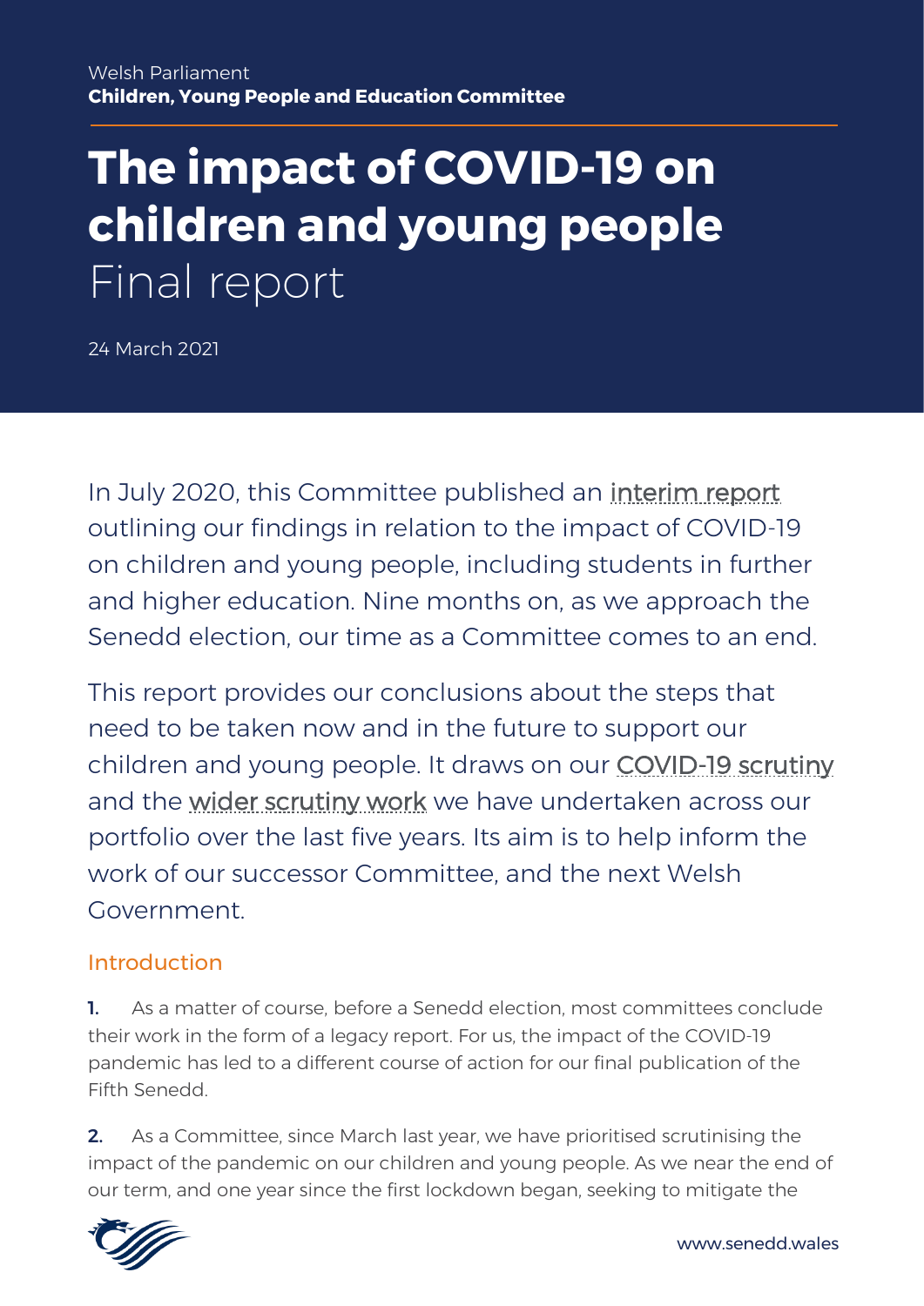Welsh Parliament
**Children, Young People and Education Committee**

# The impact of COVID-19 on children and young people
Final report

24 March 2021

In July 2020, this Committee published an interim report outlining our findings in relation to the impact of COVID-19 on children and young people, including students in further and higher education. Nine months on, as we approach the Senedd election, our time as a Committee comes to an end.

This report provides our conclusions about the steps that need to be taken now and in the future to support our children and young people. It draws on our COVID-19 scrutiny and the wider scrutiny work we have undertaken across our portfolio over the last five years. Its aim is to help inform the work of our successor Committee, and the next Welsh Government.

## Introduction

**1.** As a matter of course, before a Senedd election, most committees conclude their work in the form of a legacy report. For us, the impact of the COVID-19 pandemic has led to a different course of action for our final publication of the Fifth Senedd.

**2.** As a Committee, since March last year, we have prioritised scrutinising the impact of the pandemic on our children and young people. As we near the end of our term, and one year since the first lockdown began, seeking to mitigate the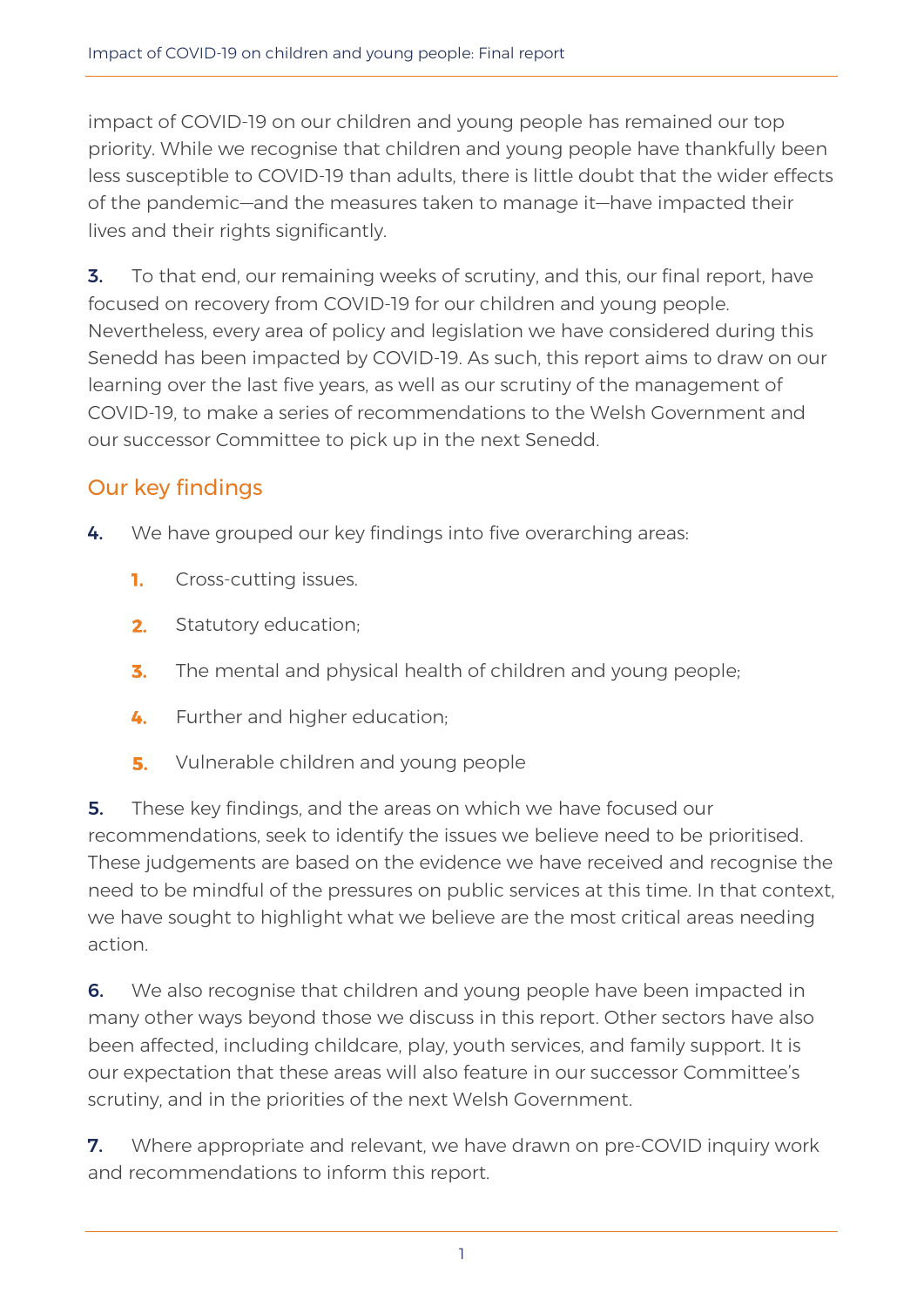impact of COVID-19 on our children and young people has remained our top priority. While we recognise that children and young people have thankfully been less susceptible to COVID-19 than adults, there is little doubt that the wider effects of the pandemic—and the measures taken to manage it—have impacted their lives and their rights significantly.

**3.** To that end, our remaining weeks of scrutiny, and this, our final report, have focused on recovery from COVID-19 for our children and young people. Nevertheless, every area of policy and legislation we have considered during this Senedd has been impacted by COVID-19. As such, this report aims to draw on our learning over the last five years, as well as our scrutiny of the management of COVID-19, to make a series of recommendations to the Welsh Government and our successor Committee to pick up in the next Senedd.

## Our key findings

**4.** We have grouped our key findings into five overarching areas:

1. Cross-cutting issues.
2. Statutory education;
3. The mental and physical health of children and young people;
4. Further and higher education;
5. Vulnerable children and young people

**5.** These key findings, and the areas on which we have focused our recommendations, seek to identify the issues we believe need to be prioritised. These judgements are based on the evidence we have received and recognise the need to be mindful of the pressures on public services at this time. In that context, we have sought to highlight what we believe are the most critical areas needing action.

**6.** We also recognise that children and young people have been impacted in many other ways beyond those we discuss in this report. Other sectors have also been affected, including childcare, play, youth services, and family support. It is our expectation that these areas will also feature in our successor Committee's scrutiny, and in the priorities of the next Welsh Government.

**7.** Where appropriate and relevant, we have drawn on pre-COVID inquiry work and recommendations to inform this report.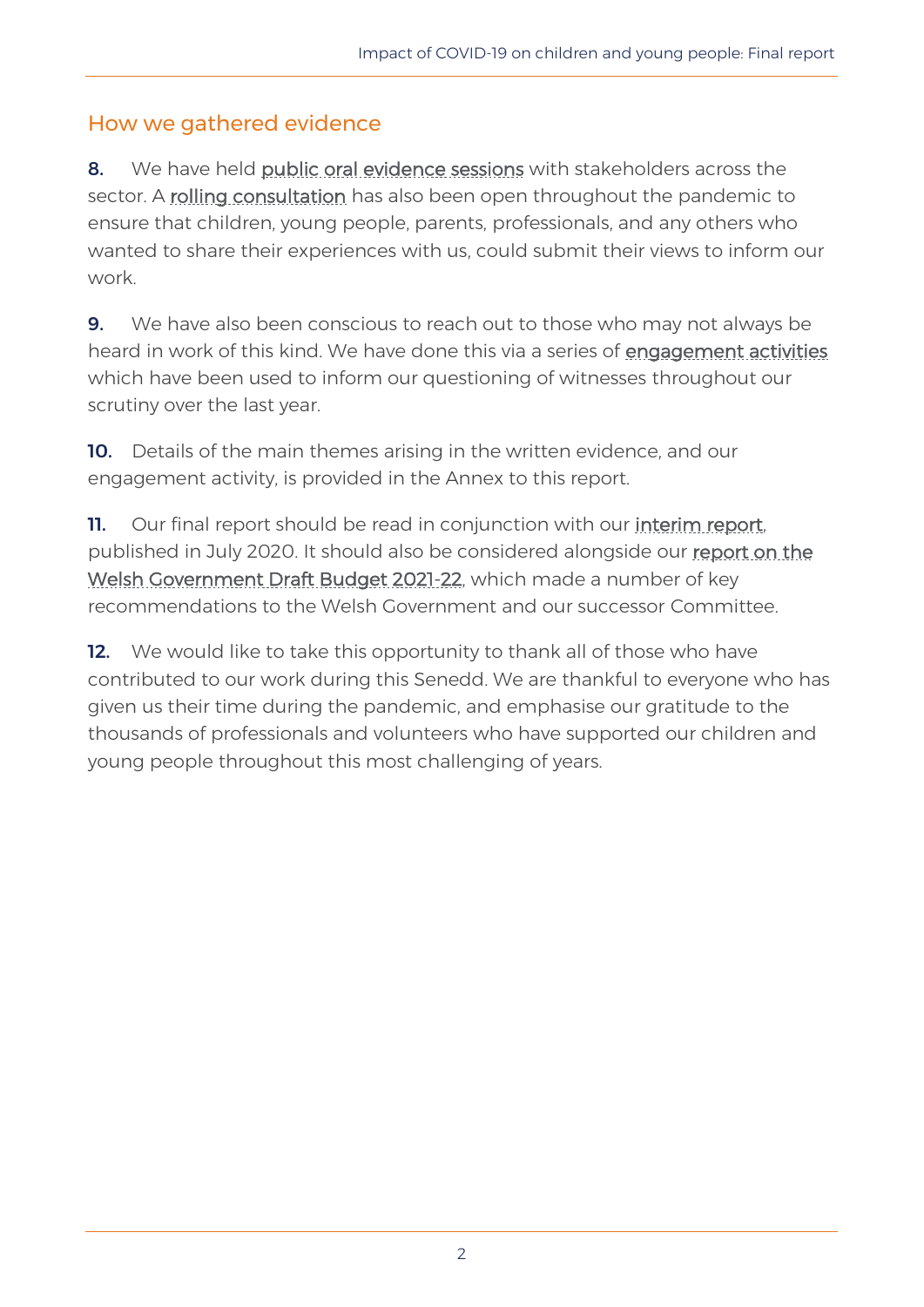## How we gathered evidence

**8.** We have held public oral evidence sessions with stakeholders across the sector. A rolling consultation has also been open throughout the pandemic to ensure that children, young people, parents, professionals, and any others who wanted to share their experiences with us, could submit their views to inform our work.

**9.** We have also been conscious to reach out to those who may not always be heard in work of this kind. We have done this via a series of engagement activities which have been used to inform our questioning of witnesses throughout our scrutiny over the last year.

**10.** Details of the main themes arising in the written evidence, and our engagement activity, is provided in the Annex to this report.

**11.** Our final report should be read in conjunction with our interim report, published in July 2020. It should also be considered alongside our report on the Welsh Government Draft Budget 2021-22, which made a number of key recommendations to the Welsh Government and our successor Committee.

**12.** We would like to take this opportunity to thank all of those who have contributed to our work during this Senedd. We are thankful to everyone who has given us their time during the pandemic, and emphasise our gratitude to the thousands of professionals and volunteers who have supported our children and young people throughout this most challenging of years.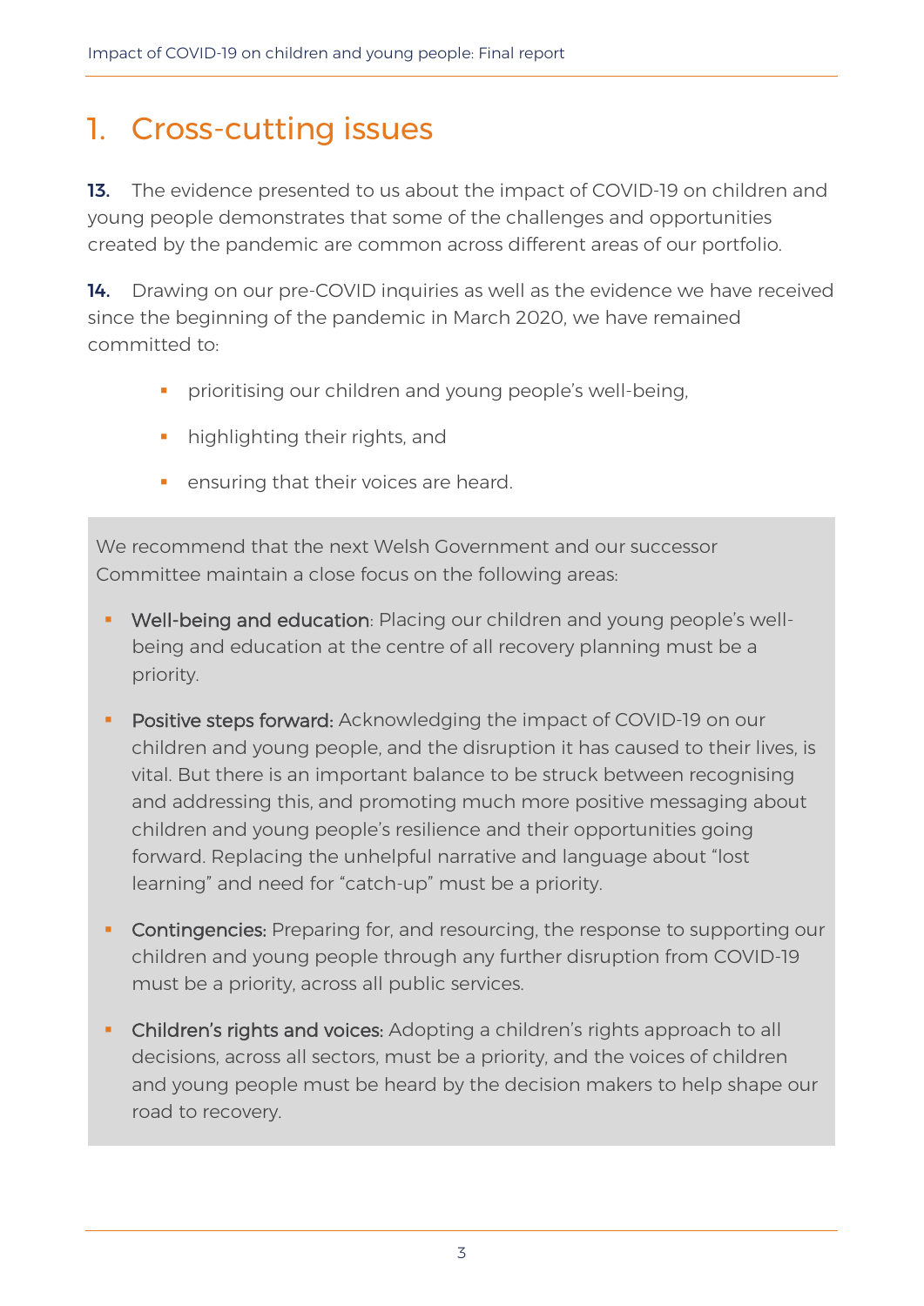# 1. Cross-cutting issues

**13.** The evidence presented to us about the impact of COVID-19 on children and young people demonstrates that some of the challenges and opportunities created by the pandemic are common across different areas of our portfolio.

**14.** Drawing on our pre-COVID inquiries as well as the evidence we have received since the beginning of the pandemic in March 2020, we have remained committed to:

- prioritising our children and young people's well-being,
- highlighting their rights, and
- ensuring that their voices are heard.

We recommend that the next Welsh Government and our successor Committee maintain a close focus on the following areas:

- **Well-being and education**: Placing our children and young people's well-being and education at the centre of all recovery planning must be a priority.
- **Positive steps forward:** Acknowledging the impact of COVID-19 on our children and young people, and the disruption it has caused to their lives, is vital. But there is an important balance to be struck between recognising and addressing this, and promoting much more positive messaging about children and young people's resilience and their opportunities going forward. Replacing the unhelpful narrative and language about "lost learning" and need for "catch-up" must be a priority.
- **Contingencies:** Preparing for, and resourcing, the response to supporting our children and young people through any further disruption from COVID-19 must be a priority, across all public services.
- **Children's rights and voices:** Adopting a children's rights approach to all decisions, across all sectors, must be a priority, and the voices of children and young people must be heard by the decision makers to help shape our road to recovery.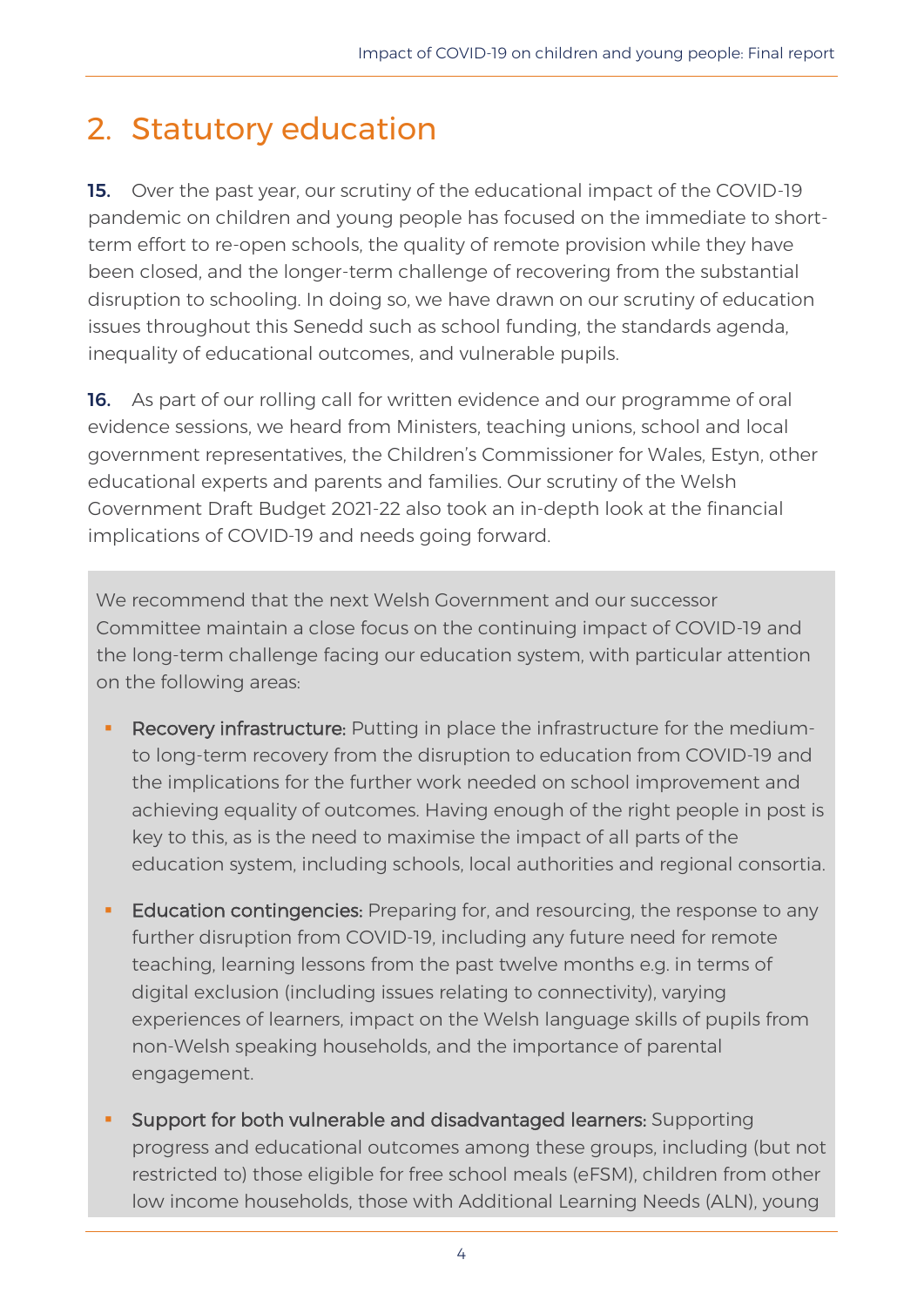## 2. Statutory education

**15.** Over the past year, our scrutiny of the educational impact of the COVID-19 pandemic on children and young people has focused on the immediate to short-term effort to re-open schools, the quality of remote provision while they have been closed, and the longer-term challenge of recovering from the substantial disruption to schooling. In doing so, we have drawn on our scrutiny of education issues throughout this Senedd such as school funding, the standards agenda, inequality of educational outcomes, and vulnerable pupils.

**16.** As part of our rolling call for written evidence and our programme of oral evidence sessions, we heard from Ministers, teaching unions, school and local government representatives, the Children's Commissioner for Wales, Estyn, other educational experts and parents and families. Our scrutiny of the Welsh Government Draft Budget 2021-22 also took an in-depth look at the financial implications of COVID-19 and needs going forward.

We recommend that the next Welsh Government and our successor Committee maintain a close focus on the continuing impact of COVID-19 and the long-term challenge facing our education system, with particular attention on the following areas:

- **Recovery infrastructure:** Putting in place the infrastructure for the medium-to long-term recovery from the disruption to education from COVID-19 and the implications for the further work needed on school improvement and achieving equality of outcomes. Having enough of the right people in post is key to this, as is the need to maximise the impact of all parts of the education system, including schools, local authorities and regional consortia.

- **Education contingencies:** Preparing for, and resourcing, the response to any further disruption from COVID-19, including any future need for remote teaching, learning lessons from the past twelve months e.g. in terms of digital exclusion (including issues relating to connectivity), varying experiences of learners, impact on the Welsh language skills of pupils from non-Welsh speaking households, and the importance of parental engagement.

- **Support for both vulnerable and disadvantaged learners:** Supporting progress and educational outcomes among these groups, including (but not restricted to) those eligible for free school meals (eFSM), children from other low income households, those with Additional Learning Needs (ALN), young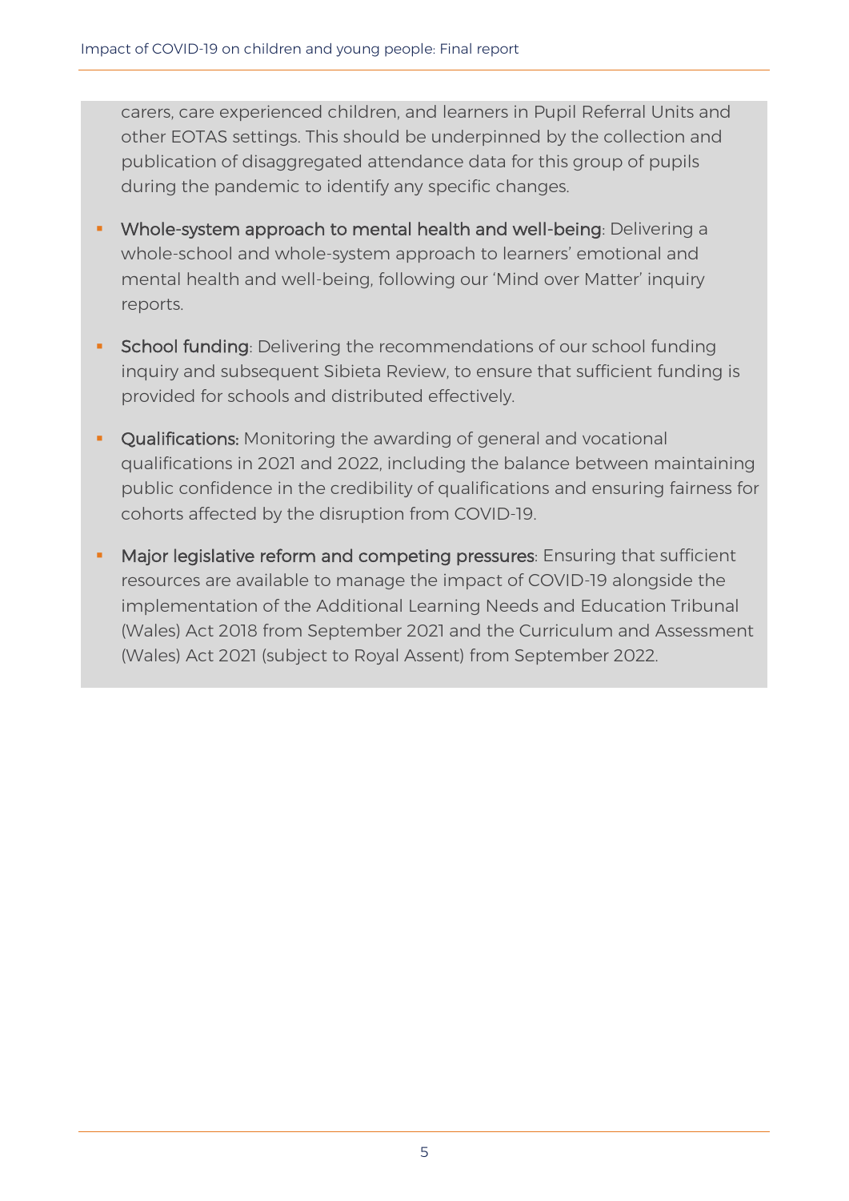carers, care experienced children, and learners in Pupil Referral Units and other EOTAS settings. This should be underpinned by the collection and publication of disaggregated attendance data for this group of pupils during the pandemic to identify any specific changes.

- **Whole-system approach to mental health and well-being**: Delivering a whole-school and whole-system approach to learners' emotional and mental health and well-being, following our 'Mind over Matter' inquiry reports.
- **School funding**: Delivering the recommendations of our school funding inquiry and subsequent Sibieta Review, to ensure that sufficient funding is provided for schools and distributed effectively.
- **Qualifications:** Monitoring the awarding of general and vocational qualifications in 2021 and 2022, including the balance between maintaining public confidence in the credibility of qualifications and ensuring fairness for cohorts affected by the disruption from COVID-19.
- **Major legislative reform and competing pressures**: Ensuring that sufficient resources are available to manage the impact of COVID-19 alongside the implementation of the Additional Learning Needs and Education Tribunal (Wales) Act 2018 from September 2021 and the Curriculum and Assessment (Wales) Act 2021 (subject to Royal Assent) from September 2022.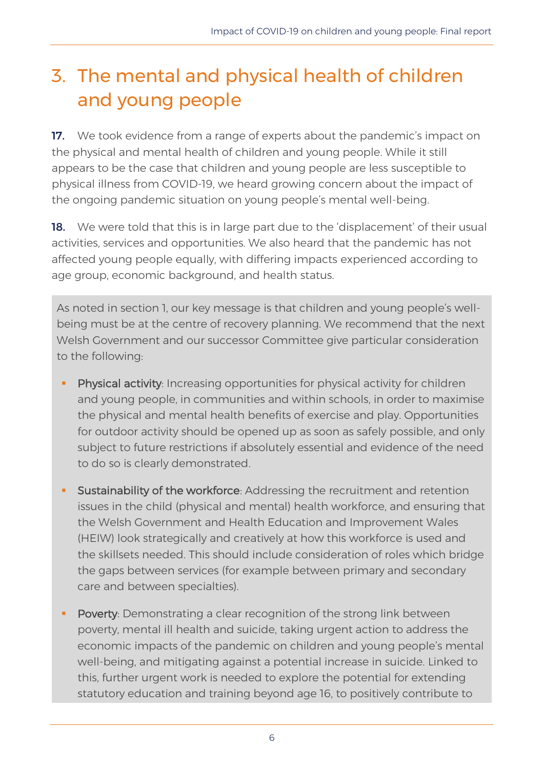# 3. The mental and physical health of children and young people

**17.** We took evidence from a range of experts about the pandemic's impact on the physical and mental health of children and young people. While it still appears to be the case that children and young people are less susceptible to physical illness from COVID-19, we heard growing concern about the impact of the ongoing pandemic situation on young people's mental well-being.

**18.** We were told that this is in large part due to the 'displacement' of their usual activities, services and opportunities. We also heard that the pandemic has not affected young people equally, with differing impacts experienced according to age group, economic background, and health status.

As noted in section 1, our key message is that children and young people's well-being must be at the centre of recovery planning. We recommend that the next Welsh Government and our successor Committee give particular consideration to the following:

- **Physical activity**: Increasing opportunities for physical activity for children and young people, in communities and within schools, in order to maximise the physical and mental health benefits of exercise and play. Opportunities for outdoor activity should be opened up as soon as safely possible, and only subject to future restrictions if absolutely essential and evidence of the need to do so is clearly demonstrated.
- **Sustainability of the workforce**: Addressing the recruitment and retention issues in the child (physical and mental) health workforce, and ensuring that the Welsh Government and Health Education and Improvement Wales (HEIW) look strategically and creatively at how this workforce is used and the skillsets needed. This should include consideration of roles which bridge the gaps between services (for example between primary and secondary care and between specialties).
- **Poverty**: Demonstrating a clear recognition of the strong link between poverty, mental ill health and suicide, taking urgent action to address the economic impacts of the pandemic on children and young people's mental well-being, and mitigating against a potential increase in suicide. Linked to this, further urgent work is needed to explore the potential for extending statutory education and training beyond age 16, to positively contribute to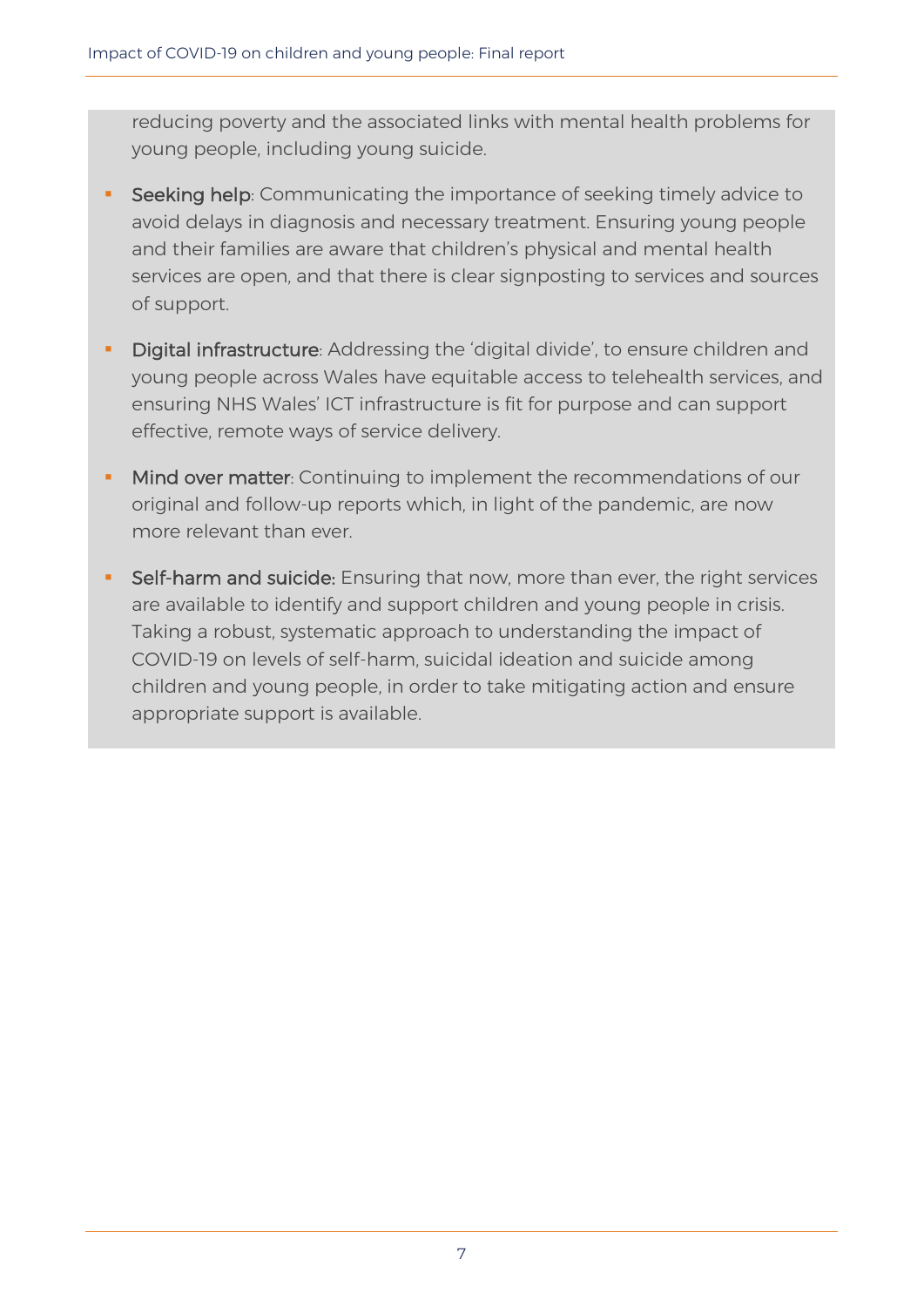reducing poverty and the associated links with mental health problems for young people, including young suicide.

- **Seeking help**: Communicating the importance of seeking timely advice to avoid delays in diagnosis and necessary treatment. Ensuring young people and their families are aware that children's physical and mental health services are open, and that there is clear signposting to services and sources of support.
- **Digital infrastructure**: Addressing the 'digital divide', to ensure children and young people across Wales have equitable access to telehealth services, and ensuring NHS Wales' ICT infrastructure is fit for purpose and can support effective, remote ways of service delivery.
- **Mind over matter**: Continuing to implement the recommendations of our original and follow-up reports which, in light of the pandemic, are now more relevant than ever.
- **Self-harm and suicide:** Ensuring that now, more than ever, the right services are available to identify and support children and young people in crisis. Taking a robust, systematic approach to understanding the impact of COVID-19 on levels of self-harm, suicidal ideation and suicide among children and young people, in order to take mitigating action and ensure appropriate support is available.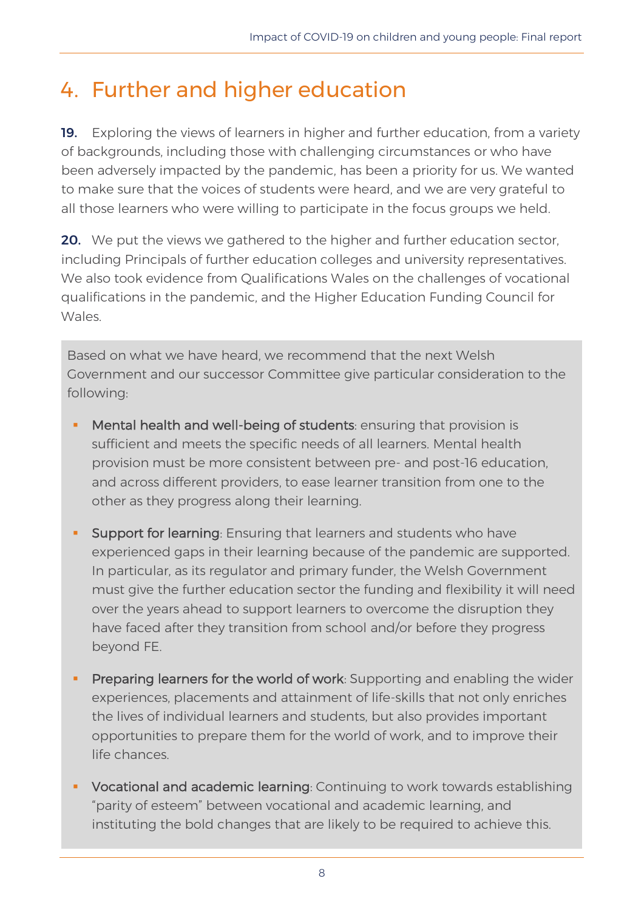# 4. Further and higher education

**19.** Exploring the views of learners in higher and further education, from a variety of backgrounds, including those with challenging circumstances or who have been adversely impacted by the pandemic, has been a priority for us. We wanted to make sure that the voices of students were heard, and we are very grateful to all those learners who were willing to participate in the focus groups we held.

**20.** We put the views we gathered to the higher and further education sector, including Principals of further education colleges and university representatives. We also took evidence from Qualifications Wales on the challenges of vocational qualifications in the pandemic, and the Higher Education Funding Council for Wales.

Based on what we have heard, we recommend that the next Welsh Government and our successor Committee give particular consideration to the following:

- **Mental health and well-being of students**: ensuring that provision is sufficient and meets the specific needs of all learners. Mental health provision must be more consistent between pre- and post-16 education, and across different providers, to ease learner transition from one to the other as they progress along their learning.
- **Support for learning**: Ensuring that learners and students who have experienced gaps in their learning because of the pandemic are supported. In particular, as its regulator and primary funder, the Welsh Government must give the further education sector the funding and flexibility it will need over the years ahead to support learners to overcome the disruption they have faced after they transition from school and/or before they progress beyond FE.
- **Preparing learners for the world of work**: Supporting and enabling the wider experiences, placements and attainment of life-skills that not only enriches the lives of individual learners and students, but also provides important opportunities to prepare them for the world of work, and to improve their life chances.
- **Vocational and academic learning**: Continuing to work towards establishing "parity of esteem" between vocational and academic learning, and instituting the bold changes that are likely to be required to achieve this.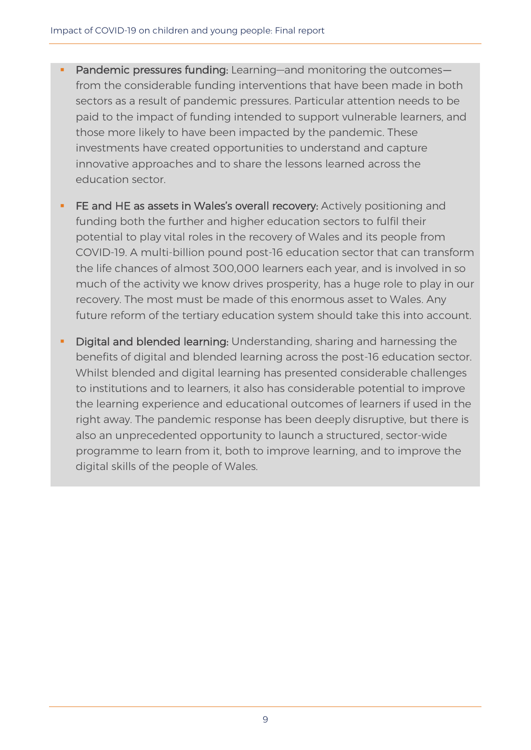- **Pandemic pressures funding:** Learning—and monitoring the outcomes—from the considerable funding interventions that have been made in both sectors as a result of pandemic pressures. Particular attention needs to be paid to the impact of funding intended to support vulnerable learners, and those more likely to have been impacted by the pandemic. These investments have created opportunities to understand and capture innovative approaches and to share the lessons learned across the education sector.

- **FE and HE as assets in Wales's overall recovery:** Actively positioning and funding both the further and higher education sectors to fulfil their potential to play vital roles in the recovery of Wales and its people from COVID-19. A multi-billion pound post-16 education sector that can transform the life chances of almost 300,000 learners each year, and is involved in so much of the activity we know drives prosperity, has a huge role to play in our recovery. The most must be made of this enormous asset to Wales. Any future reform of the tertiary education system should take this into account.

- **Digital and blended learning:** Understanding, sharing and harnessing the benefits of digital and blended learning across the post-16 education sector. Whilst blended and digital learning has presented considerable challenges to institutions and to learners, it also has considerable potential to improve the learning experience and educational outcomes of learners if used in the right away. The pandemic response has been deeply disruptive, but there is also an unprecedented opportunity to launch a structured, sector-wide programme to learn from it, both to improve learning, and to improve the digital skills of the people of Wales.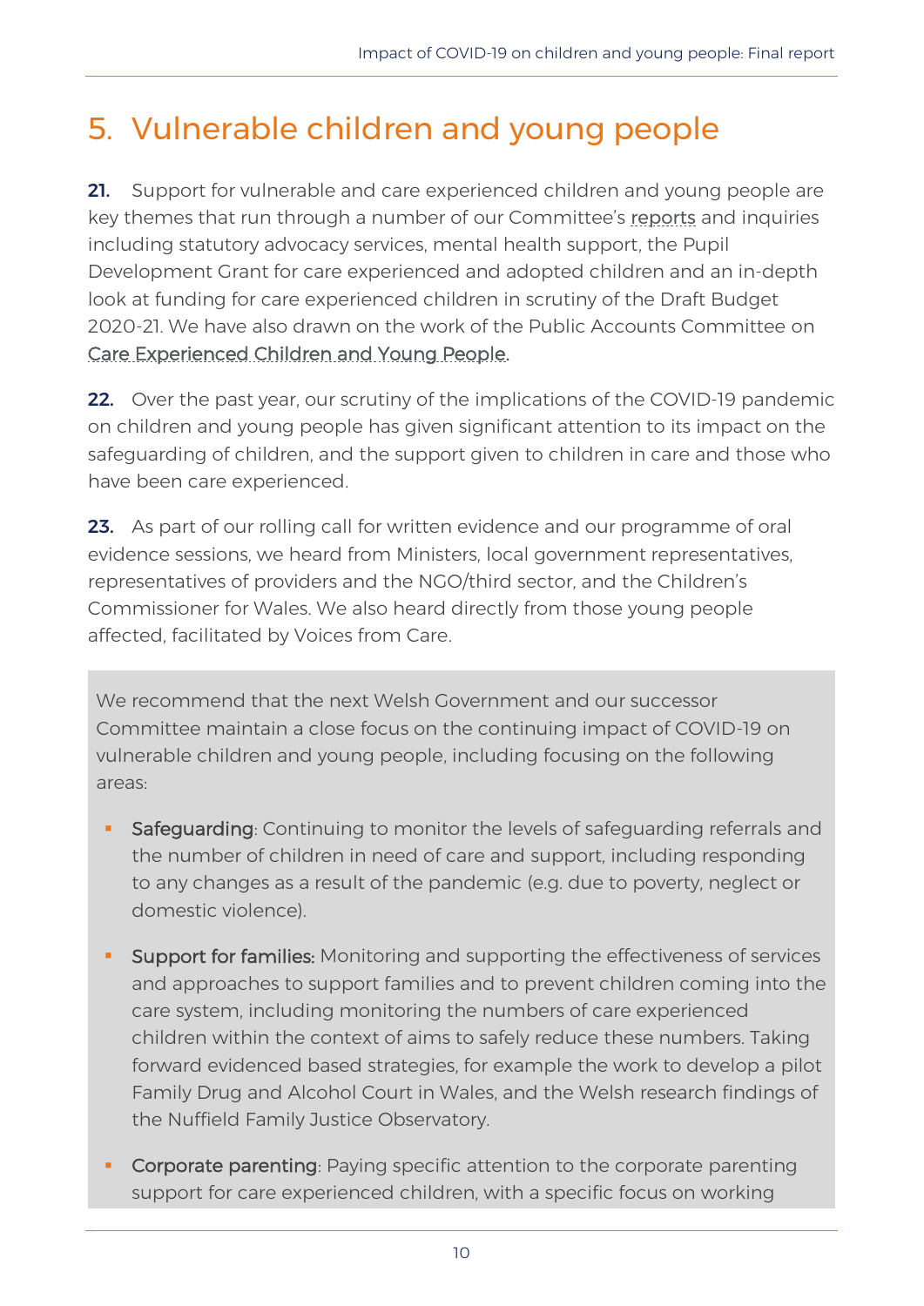# 5. Vulnerable children and young people

**21.** Support for vulnerable and care experienced children and young people are key themes that run through a number of our Committee's reports and inquiries including statutory advocacy services, mental health support, the Pupil Development Grant for care experienced and adopted children and an in-depth look at funding for care experienced children in scrutiny of the Draft Budget 2020-21. We have also drawn on the work of the Public Accounts Committee on Care Experienced Children and Young People.

**22.** Over the past year, our scrutiny of the implications of the COVID-19 pandemic on children and young people has given significant attention to its impact on the safeguarding of children, and the support given to children in care and those who have been care experienced.

**23.** As part of our rolling call for written evidence and our programme of oral evidence sessions, we heard from Ministers, local government representatives, representatives of providers and the NGO/third sector, and the Children's Commissioner for Wales. We also heard directly from those young people affected, facilitated by Voices from Care.

We recommend that the next Welsh Government and our successor Committee maintain a close focus on the continuing impact of COVID-19 on vulnerable children and young people, including focusing on the following areas:

- **Safeguarding**: Continuing to monitor the levels of safeguarding referrals and the number of children in need of care and support, including responding to any changes as a result of the pandemic (e.g. due to poverty, neglect or domestic violence).
- **Support for families:** Monitoring and supporting the effectiveness of services and approaches to support families and to prevent children coming into the care system, including monitoring the numbers of care experienced children within the context of aims to safely reduce these numbers. Taking forward evidenced based strategies, for example the work to develop a pilot Family Drug and Alcohol Court in Wales, and the Welsh research findings of the Nuffield Family Justice Observatory.
- **Corporate parenting**: Paying specific attention to the corporate parenting support for care experienced children, with a specific focus on working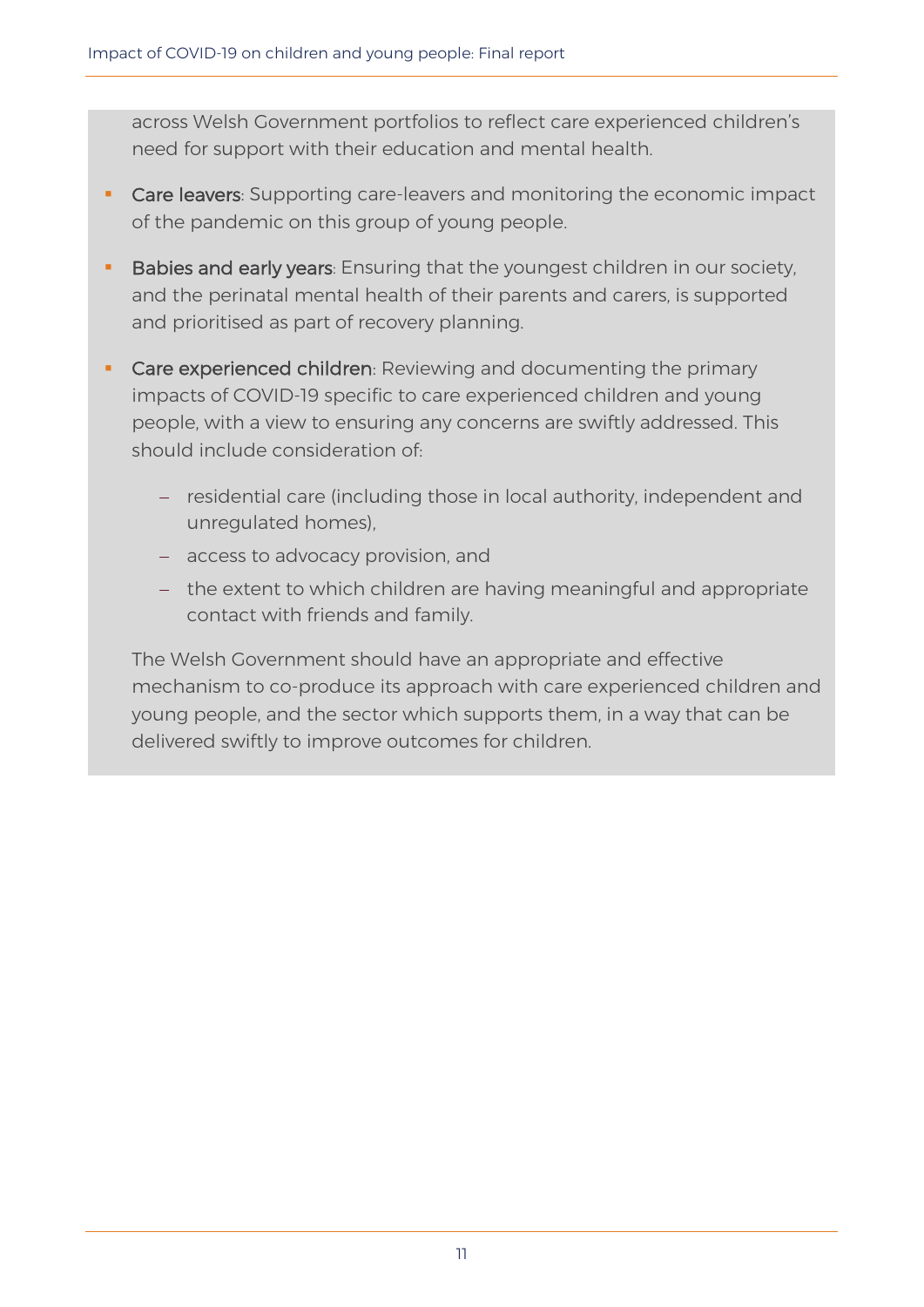across Welsh Government portfolios to reflect care experienced children's need for support with their education and mental health.

- **Care leavers**: Supporting care-leavers and monitoring the economic impact of the pandemic on this group of young people.
- **Babies and early years**: Ensuring that the youngest children in our society, and the perinatal mental health of their parents and carers, is supported and prioritised as part of recovery planning.
- **Care experienced children**: Reviewing and documenting the primary impacts of COVID-19 specific to care experienced children and young people, with a view to ensuring any concerns are swiftly addressed. This should include consideration of:
  - residential care (including those in local authority, independent and unregulated homes),
  - access to advocacy provision, and
  - the extent to which children are having meaningful and appropriate contact with friends and family.

  The Welsh Government should have an appropriate and effective mechanism to co-produce its approach with care experienced children and young people, and the sector which supports them, in a way that can be delivered swiftly to improve outcomes for children.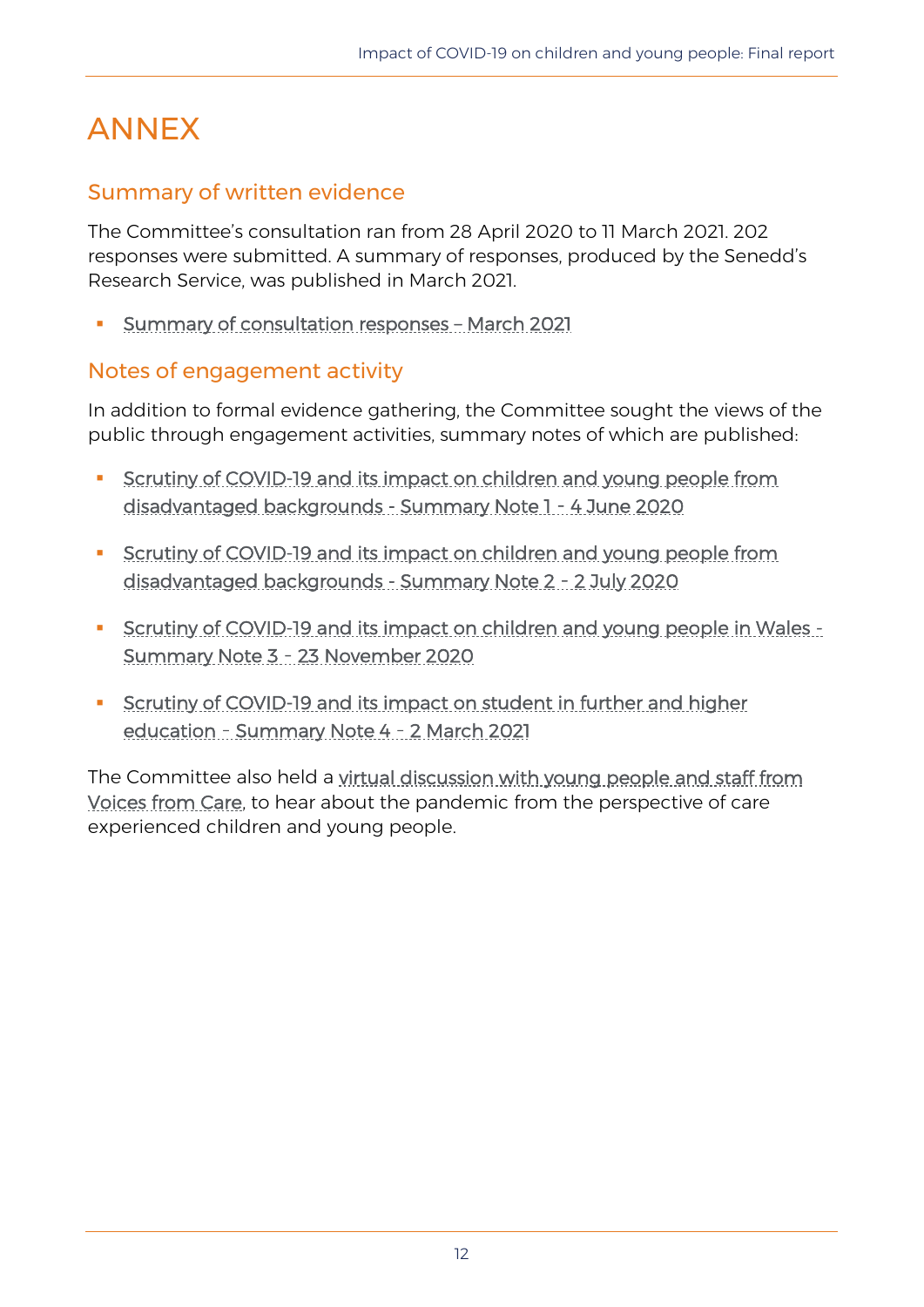# ANNEX

## Summary of written evidence

The Committee's consultation ran from 28 April 2020 to 11 March 2021. 202 responses were submitted. A summary of responses, produced by the Senedd's Research Service, was published in March 2021.

- Summary of consultation responses – March 2021

## Notes of engagement activity

In addition to formal evidence gathering, the Committee sought the views of the public through engagement activities, summary notes of which are published:

- Scrutiny of COVID-19 and its impact on children and young people from disadvantaged backgrounds - Summary Note 1 - 4 June 2020
- Scrutiny of COVID-19 and its impact on children and young people from disadvantaged backgrounds - Summary Note 2 - 2 July 2020
- Scrutiny of COVID-19 and its impact on children and young people in Wales - Summary Note 3 - 23 November 2020
- Scrutiny of COVID-19 and its impact on student in further and higher education - Summary Note 4 - 2 March 2021

The Committee also held a virtual discussion with young people and staff from Voices from Care, to hear about the pandemic from the perspective of care experienced children and young people.